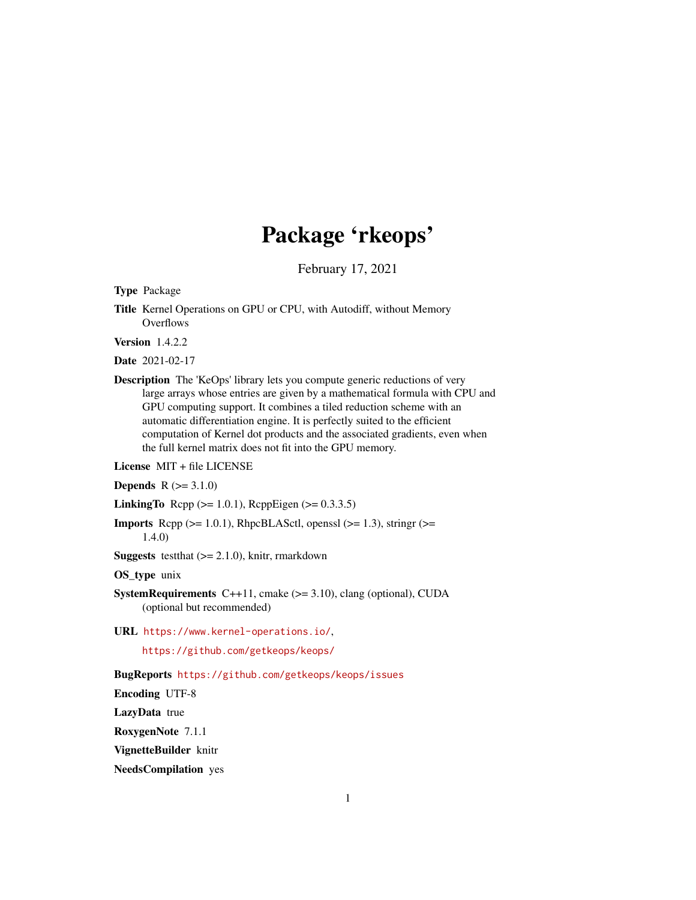# Package 'rkeops'

February 17, 2021

**Type** Package

**Title** Kernel Operations on GPU or CPU, with Autodiff, without Memory Overflows

**Version** 1.4.2.2

**Date** 2021-02-17

**Description** The 'KeOps' library lets you compute generic reductions of very large arrays whose entries are given by a mathematical formula with CPU and GPU computing support. It combines a tiled reduction scheme with an automatic differentiation engine. It is perfectly suited to the efficient computation of Kernel dot products and the associated gradients, even when the full kernel matrix does not fit into the GPU memory.

**License** MIT + file LICENSE

**Depends** R (>= 3.1.0)

**LinkingTo** Rcpp (>= 1.0.1), RcppEigen (>= 0.3.3.5)

**Imports** Rcpp (>= 1.0.1), RhpcBLASctl, openssl (>= 1.3), stringr (>= 1.4.0)

**Suggests** testthat (>= 2.1.0), knitr, rmarkdown

**OS_type** unix

**SystemRequirements** C++11, cmake (>= 3.10), clang (optional), CUDA (optional but recommended)

**URL** https://www.kernel-operations.io/,

https://github.com/getkeops/keops/

**BugReports** https://github.com/getkeops/keops/issues

**Encoding** UTF-8

**LazyData** true

**RoxygenNote** 7.1.1

**VignetteBuilder** knitr

**NeedsCompilation** yes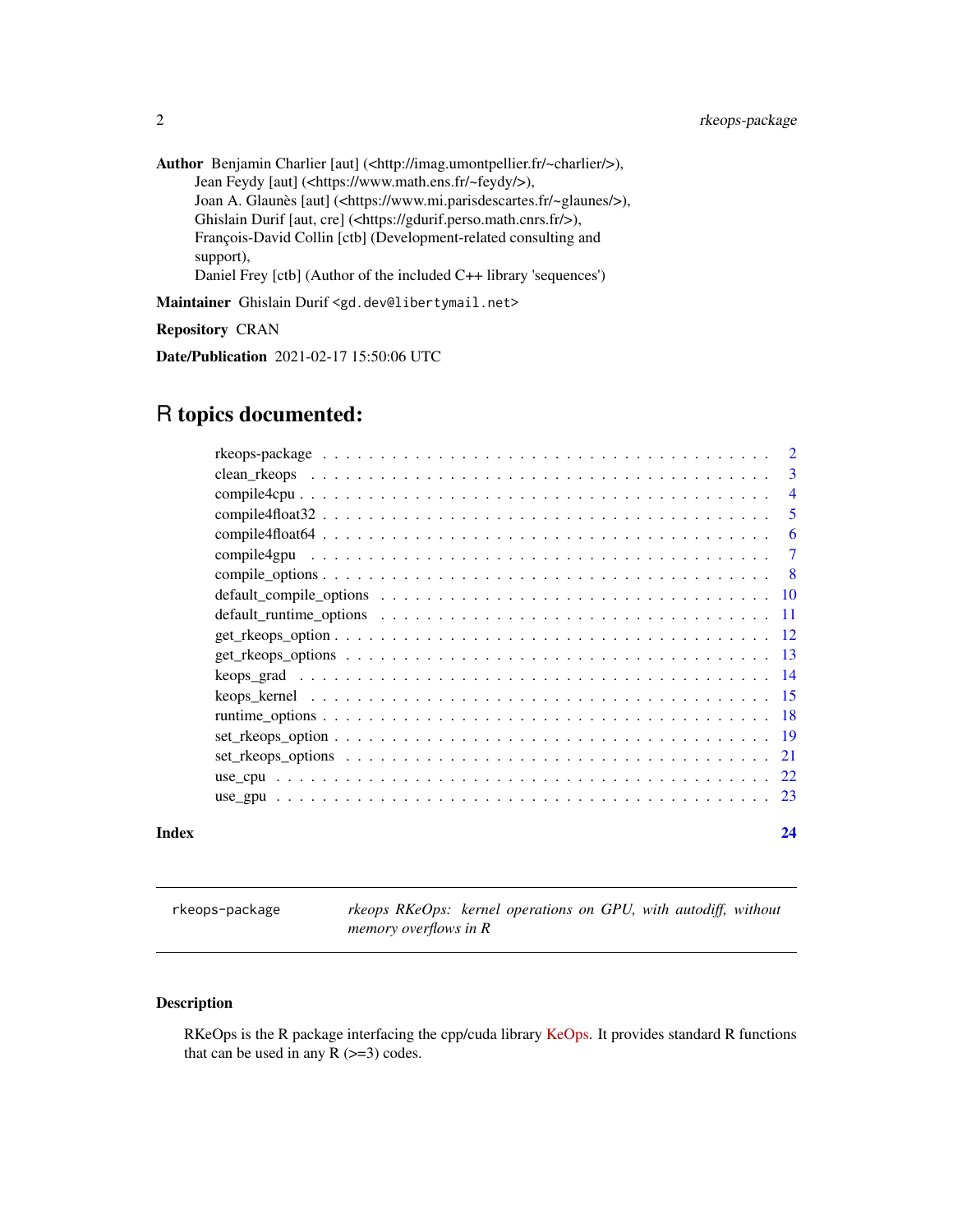**Author** Benjamin Charlier [aut] (<http://imag.umontpellier.fr/~charlier/>),
Jean Feydy [aut] (<https://www.math.ens.fr/~feydy/>),
Joan A. Glaunès [aut] (<https://www.mi.parisdescartes.fr/~glaunes/>),
Ghislain Durif [aut, cre] (<https://gdurif.perso.math.cnrs.fr/>),
François-David Collin [ctb] (Development-related consulting and support),
Daniel Frey [ctb] (Author of the included C++ library 'sequences')

**Maintainer** Ghislain Durif <gd.dev@libertymail.net>

**Repository** CRAN

**Date/Publication** 2021-02-17 15:50:06 UTC

# R topics documented:

- rkeops-package . . . 2
- clean_rkeops . . . 3
- compile4cpu . . . 4
- compile4float32 . . . 5
- compile4float64 . . . 6
- compile4gpu . . . 7
- compile_options . . . 8
- default_compile_options . . . 10
- default_runtime_options . . . 11
- get_rkeops_option . . . 12
- get_rkeops_options . . . 13
- keops_grad . . . 14
- keops_kernel . . . 15
- runtime_options . . . 18
- set_rkeops_option . . . 19
- set_rkeops_options . . . 21
- use_cpu . . . 22
- use_gpu . . . 23

**Index** 24

---

`rkeops-package` *rkeops RKeOps: kernel operations on GPU, with autodiff, without memory overflows in R*

---

## Description

RKeOps is the R package interfacing the cpp/cuda library KeOps. It provides standard R functions that can be used in any R (>=3) codes.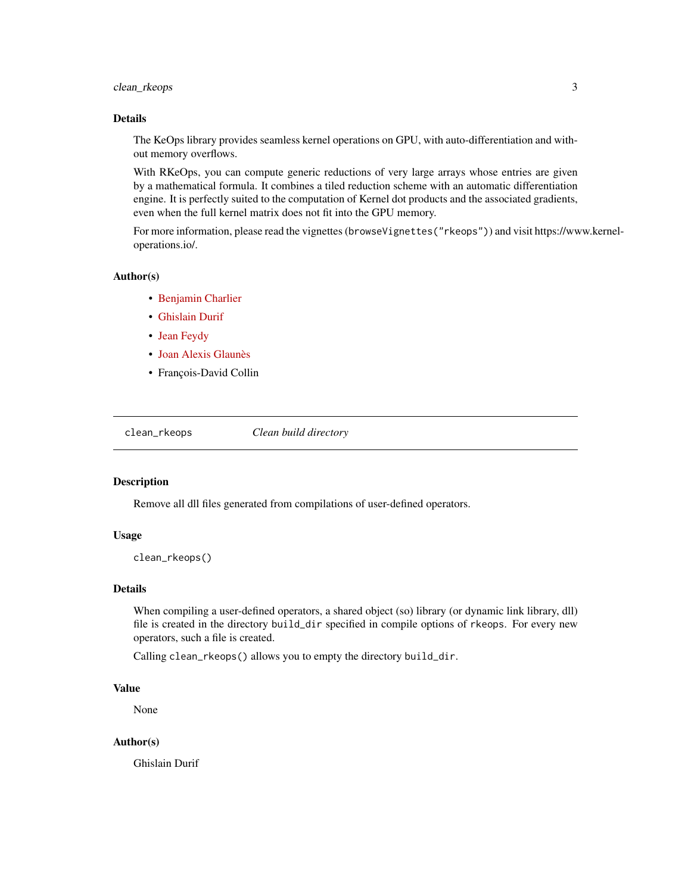### Details

The KeOps library provides seamless kernel operations on GPU, with auto-differentiation and without memory overflows.

With RKeOps, you can compute generic reductions of very large arrays whose entries are given by a mathematical formula. It combines a tiled reduction scheme with an automatic differentiation engine. It is perfectly suited to the computation of Kernel dot products and the associated gradients, even when the full kernel matrix does not fit into the GPU memory.

For more information, please read the vignettes (`browseVignettes("rkeops")`) and visit https://www.kernel-operations.io/.

### Author(s)

- Benjamin Charlier
- Ghislain Durif
- Jean Feydy
- Joan Alexis Glaunès
- François-David Collin

---

## `clean_rkeops` *Clean build directory*

---

### Description

Remove all dll files generated from compilations of user-defined operators.

### Usage

```
clean_rkeops()
```

### Details

When compiling a user-defined operators, a shared object (so) library (or dynamic link library, dll) file is created in the directory `build_dir` specified in compile options of `rkeops`. For every new operators, such a file is created.

Calling `clean_rkeops()` allows you to empty the directory `build_dir`.

### Value

None

### Author(s)

Ghislain Durif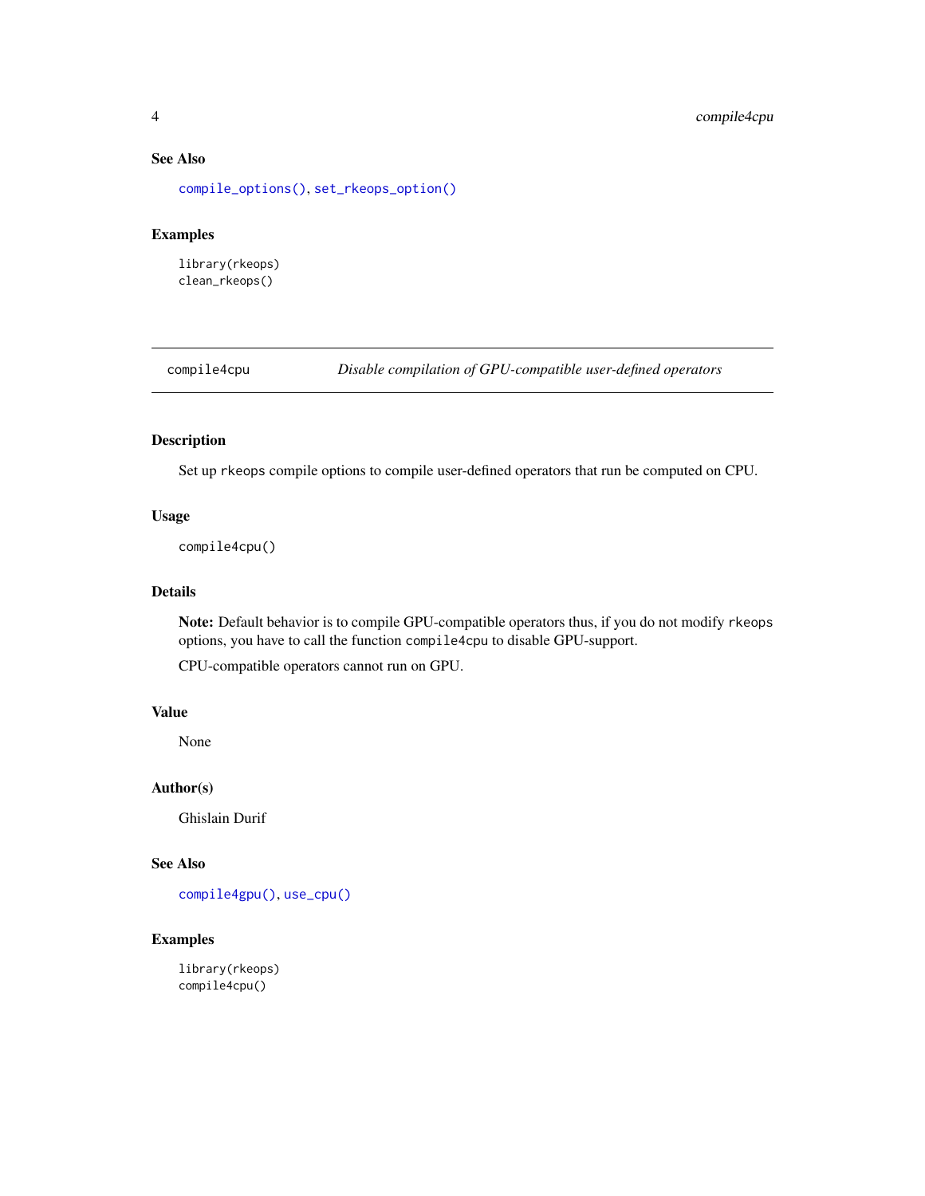## See Also

compile_options(), set_rkeops_option()

## Examples

```
library(rkeops)
clean_rkeops()
```

---

# compile4cpu — *Disable compilation of GPU-compatible user-defined operators*

---

## Description

Set up `rkeops` compile options to compile user-defined operators that run be computed on CPU.

## Usage

```
compile4cpu()
```

## Details

**Note:** Default behavior is to compile GPU-compatible operators thus, if you do not modify `rkeops` options, you have to call the function `compile4cpu` to disable GPU-support.

CPU-compatible operators cannot run on GPU.

## Value

None

## Author(s)

Ghislain Durif

## See Also

compile4gpu(), use_cpu()

## Examples

```
library(rkeops)
compile4cpu()
```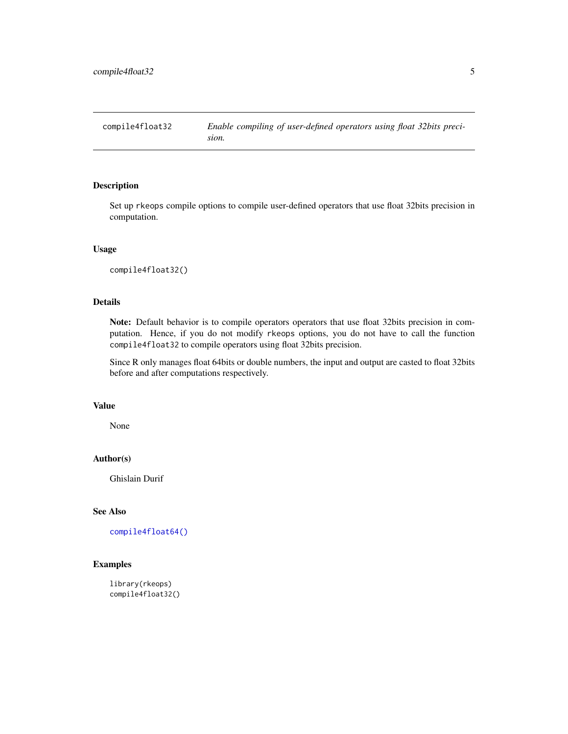compile4float32 *Enable compiling of user-defined operators using float 32bits precision.*

## Description

Set up `rkeops` compile options to compile user-defined operators that use float 32bits precision in computation.

## Usage

```
compile4float32()
```

## Details

**Note:** Default behavior is to compile operators operators that use float 32bits precision in computation. Hence, if you do not modify `rkeops` options, you do not have to call the function `compile4float32` to compile operators using float 32bits precision.

Since R only manages float 64bits or double numbers, the input and output are casted to float 32bits before and after computations respectively.

## Value

None

## Author(s)

Ghislain Durif

## See Also

`compile4float64()`

## Examples

```
library(rkeops)
compile4float32()
```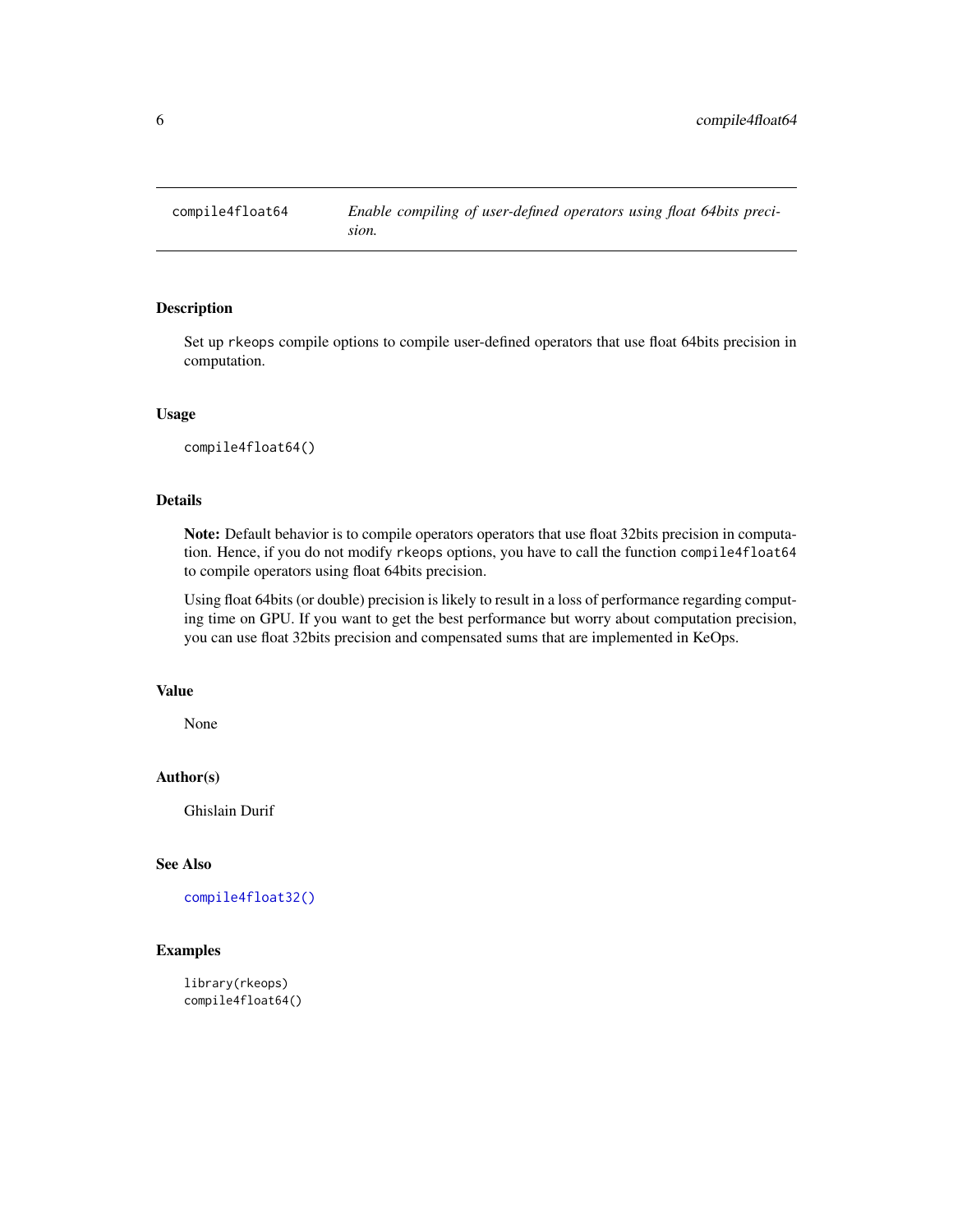# compile4float64 — *Enable compiling of user-defined operators using float 64bits precision.*

## Description

Set up `rkeops` compile options to compile user-defined operators that use float 64bits precision in computation.

## Usage

```
compile4float64()
```

## Details

**Note:** Default behavior is to compile operators operators that use float 32bits precision in computation. Hence, if you do not modify `rkeops` options, you have to call the function `compile4float64` to compile operators using float 64bits precision.

Using float 64bits (or double) precision is likely to result in a loss of performance regarding computing time on GPU. If you want to get the best performance but worry about computation precision, you can use float 32bits precision and compensated sums that are implemented in KeOps.

## Value

None

## Author(s)

Ghislain Durif

## See Also

`compile4float32()`

## Examples

```
library(rkeops)
compile4float64()
```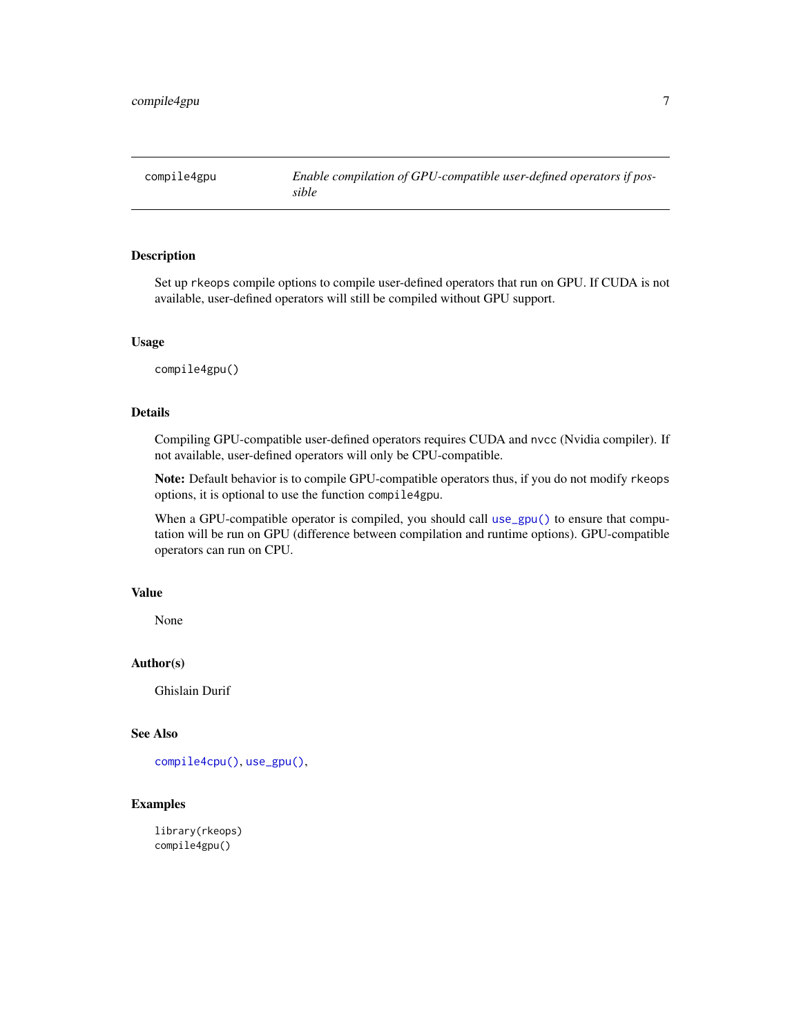## compile4gpu — *Enable compilation of GPU-compatible user-defined operators if possible*

### Description

Set up `rkeops` compile options to compile user-defined operators that run on GPU. If CUDA is not available, user-defined operators will still be compiled without GPU support.

### Usage

```
compile4gpu()
```

### Details

Compiling GPU-compatible user-defined operators requires CUDA and `nvcc` (Nvidia compiler). If not available, user-defined operators will only be CPU-compatible.

**Note:** Default behavior is to compile GPU-compatible operators thus, if you do not modify `rkeops` options, it is optional to use the function `compile4gpu`.

When a GPU-compatible operator is compiled, you should call `use_gpu()` to ensure that computation will be run on GPU (difference between compilation and runtime options). GPU-compatible operators can run on CPU.

### Value

None

### Author(s)

Ghislain Durif

### See Also

`compile4cpu()`, `use_gpu()`,

### Examples

```
library(rkeops)
compile4gpu()
```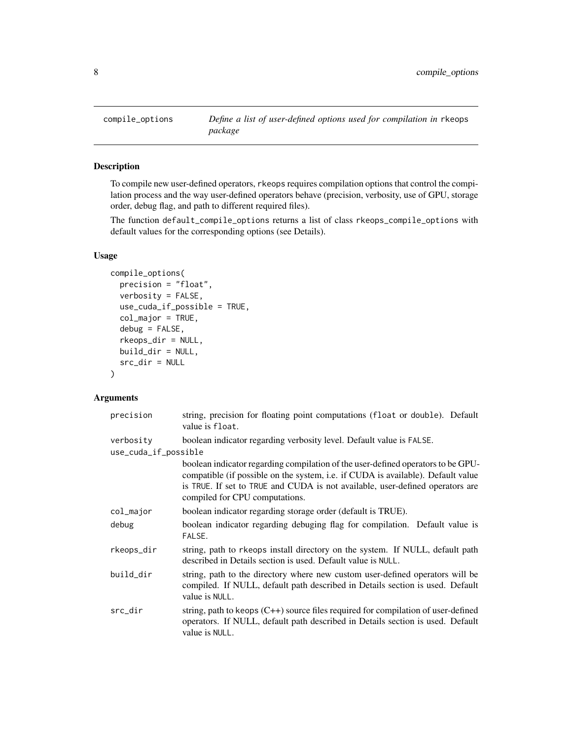## compile_options — *Define a list of user-defined options used for compilation in* `rkeops` *package*

### Description

To compile new user-defined operators, `rkeops` requires compilation options that control the compilation process and the way user-defined operators behave (precision, verbosity, use of GPU, storage order, debug flag, and path to different required files).

The function `default_compile_options` returns a list of class `rkeops_compile_options` with default values for the corresponding options (see Details).

### Usage

```
compile_options(
  precision = "float",
  verbosity = FALSE,
  use_cuda_if_possible = TRUE,
  col_major = TRUE,
  debug = FALSE,
  rkeops_dir = NULL,
  build_dir = NULL,
  src_dir = NULL
)
```

### Arguments

| Argument | Description |
|---|---|
| `precision` | string, precision for floating point computations (`float` or `double`). Default value is `float`. |
| `verbosity` | boolean indicator regarding verbosity level. Default value is `FALSE`. |
| `use_cuda_if_possible` | boolean indicator regarding compilation of the user-defined operators to be GPU-compatible (if possible on the system, i.e. if CUDA is available). Default value is `TRUE`. If set to `TRUE` and CUDA is not available, user-defined operators are compiled for CPU computations. |
| `col_major` | boolean indicator regarding storage order (default is TRUE). |
| `debug` | boolean indicator regarding debuging flag for compilation. Default value is `FALSE`. |
| `rkeops_dir` | string, path to `rkeops` install directory on the system. If NULL, default path described in Details section is used. Default value is `NULL`. |
| `build_dir` | string, path to the directory where new custom user-defined operators will be compiled. If NULL, default path described in Details section is used. Default value is `NULL`. |
| `src_dir` | string, path to `keops` (C++) source files required for compilation of user-defined operators. If NULL, default path described in Details section is used. Default value is `NULL`. |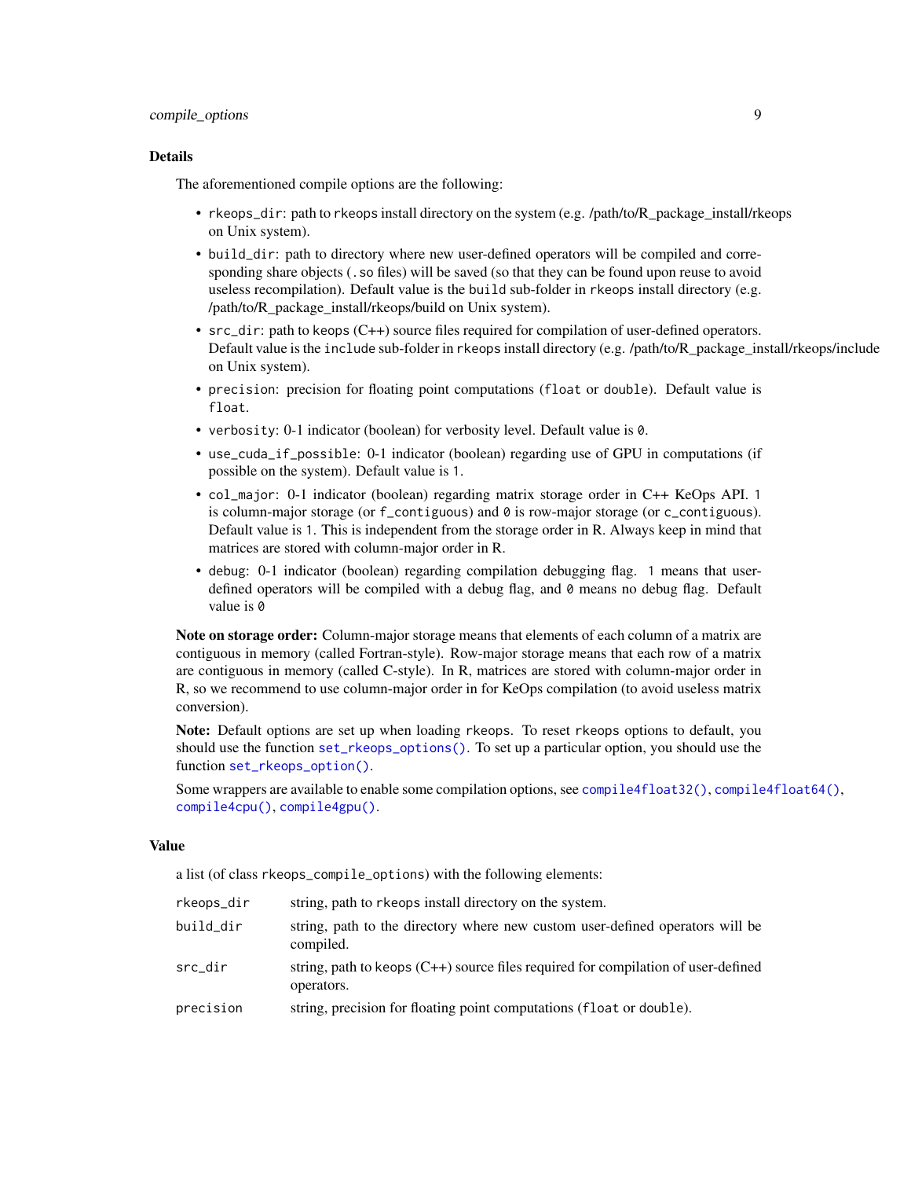### Details

The aforementioned compile options are the following:

- `rkeops_dir`: path to `rkeops` install directory on the system (e.g. /path/to/R_package_install/rkeops on Unix system).
- `build_dir`: path to directory where new user-defined operators will be compiled and corresponding share objects (`.so` files) will be saved (so that they can be found upon reuse to avoid useless recompilation). Default value is the `build` sub-folder in `rkeops` install directory (e.g. /path/to/R_package_install/rkeops/build on Unix system).
- `src_dir`: path to `keops` (C++) source files required for compilation of user-defined operators. Default value is the `include` sub-folder in `rkeops` install directory (e.g. /path/to/R_package_install/rkeops/include on Unix system).
- `precision`: precision for floating point computations (`float` or `double`). Default value is `float`.
- `verbosity`: 0-1 indicator (boolean) for verbosity level. Default value is `0`.
- `use_cuda_if_possible`: 0-1 indicator (boolean) regarding use of GPU in computations (if possible on the system). Default value is `1`.
- `col_major`: 0-1 indicator (boolean) regarding matrix storage order in C++ KeOps API. `1` is column-major storage (or `f_contiguous`) and `0` is row-major storage (or `c_contiguous`). Default value is `1`. This is independent from the storage order in R. Always keep in mind that matrices are stored with column-major order in R.
- `debug`: 0-1 indicator (boolean) regarding compilation debugging flag. `1` means that user-defined operators will be compiled with a debug flag, and `0` means no debug flag. Default value is `0`

**Note on storage order:** Column-major storage means that elements of each column of a matrix are contiguous in memory (called Fortran-style). Row-major storage means that each row of a matrix are contiguous in memory (called C-style). In R, matrices are stored with column-major order in R, so we recommend to use column-major order in for KeOps compilation (to avoid useless matrix conversion).

**Note:** Default options are set up when loading `rkeops`. To reset `rkeops` options to default, you should use the function `set_rkeops_options()`. To set up a particular option, you should use the function `set_rkeops_option()`.

Some wrappers are available to enable some compilation options, see `compile4float32()`, `compile4float64()`, `compile4cpu()`, `compile4gpu()`.

### Value

a list (of class `rkeops_compile_options`) with the following elements:

| | |
|---|---|
| `rkeops_dir` | string, path to `rkeops` install directory on the system. |
| `build_dir` | string, path to the directory where new custom user-defined operators will be compiled. |
| `src_dir` | string, path to `keops` (C++) source files required for compilation of user-defined operators. |
| `precision` | string, precision for floating point computations (`float` or `double`). |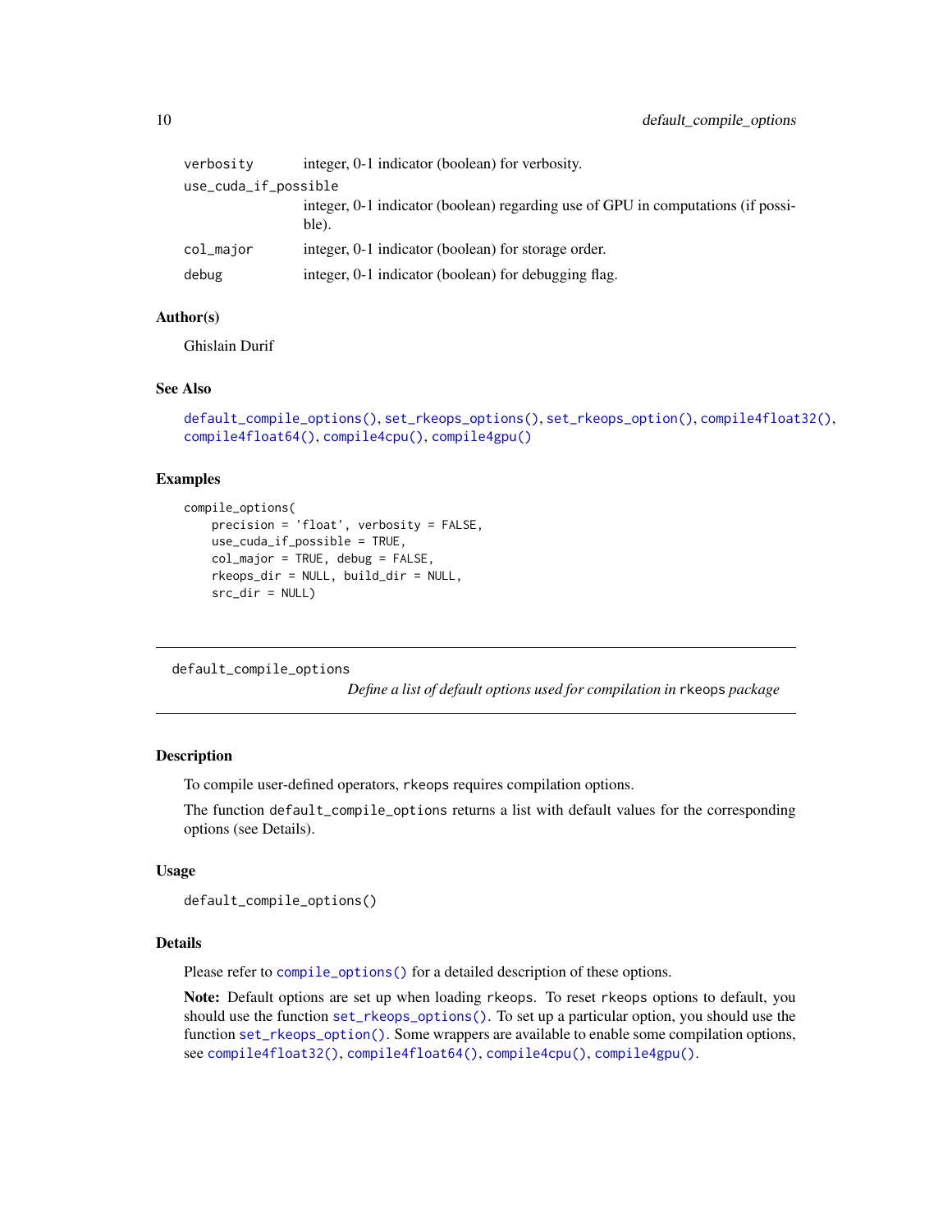| | |
|---|---|
| `verbosity` | integer, 0-1 indicator (boolean) for verbosity. |
| `use_cuda_if_possible` | integer, 0-1 indicator (boolean) regarding use of GPU in computations (if possible). |
| `col_major` | integer, 0-1 indicator (boolean) for storage order. |
| `debug` | integer, 0-1 indicator (boolean) for debugging flag. |

### Author(s)

Ghislain Durif

### See Also

`default_compile_options()`, `set_rkeops_options()`, `set_rkeops_option()`, `compile4float32()`, `compile4float64()`, `compile4cpu()`, `compile4gpu()`

### Examples

```
compile_options(
    precision = 'float', verbosity = FALSE,
    use_cuda_if_possible = TRUE,
    col_major = TRUE, debug = FALSE,
    rkeops_dir = NULL, build_dir = NULL,
    src_dir = NULL)
```

---

## default_compile_options

*Define a list of default options used for compilation in* `rkeops` *package*

---

### Description

To compile user-defined operators, `rkeops` requires compilation options.

The function `default_compile_options` returns a list with default values for the corresponding options (see Details).

### Usage

```
default_compile_options()
```

### Details

Please refer to `compile_options()` for a detailed description of these options.

**Note:** Default options are set up when loading `rkeops`. To reset `rkeops` options to default, you should use the function `set_rkeops_options()`. To set up a particular option, you should use the function `set_rkeops_option()`. Some wrappers are available to enable some compilation options, see `compile4float32()`, `compile4float64()`, `compile4cpu()`, `compile4gpu()`.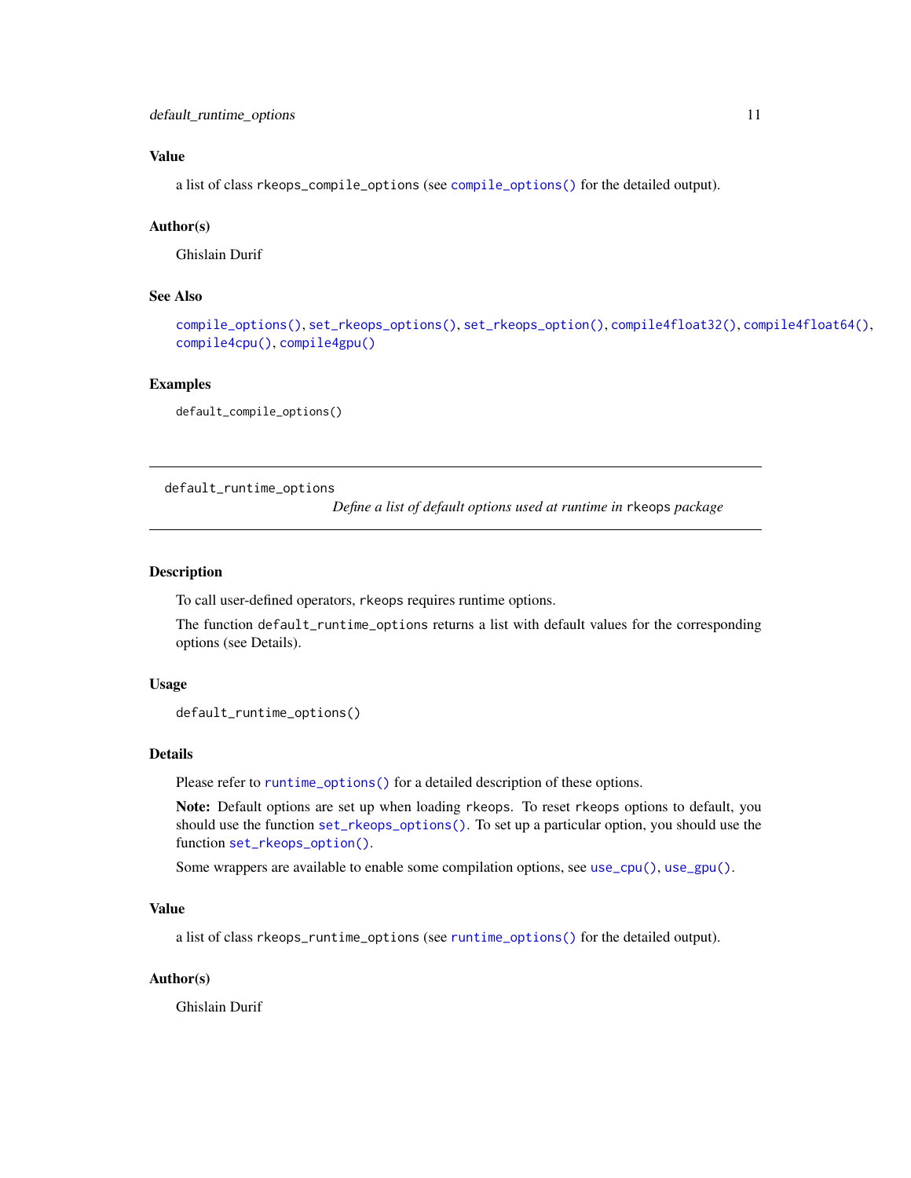### Value

a list of class `rkeops_compile_options` (see `compile_options()` for the detailed output).

### Author(s)

Ghislain Durif

### See Also

`compile_options()`, `set_rkeops_options()`, `set_rkeops_option()`, `compile4float32()`, `compile4float64()`, `compile4cpu()`, `compile4gpu()`

### Examples

```
default_compile_options()
```

---

## default_runtime_options

*Define a list of default options used at runtime in* `rkeops` *package*

---

### Description

To call user-defined operators, `rkeops` requires runtime options.

The function `default_runtime_options` returns a list with default values for the corresponding options (see Details).

### Usage

```
default_runtime_options()
```

### Details

Please refer to `runtime_options()` for a detailed description of these options.

**Note:** Default options are set up when loading `rkeops`. To reset `rkeops` options to default, you should use the function `set_rkeops_options()`. To set up a particular option, you should use the function `set_rkeops_option()`.

Some wrappers are available to enable some compilation options, see `use_cpu()`, `use_gpu()`.

### Value

a list of class `rkeops_runtime_options` (see `runtime_options()` for the detailed output).

### Author(s)

Ghislain Durif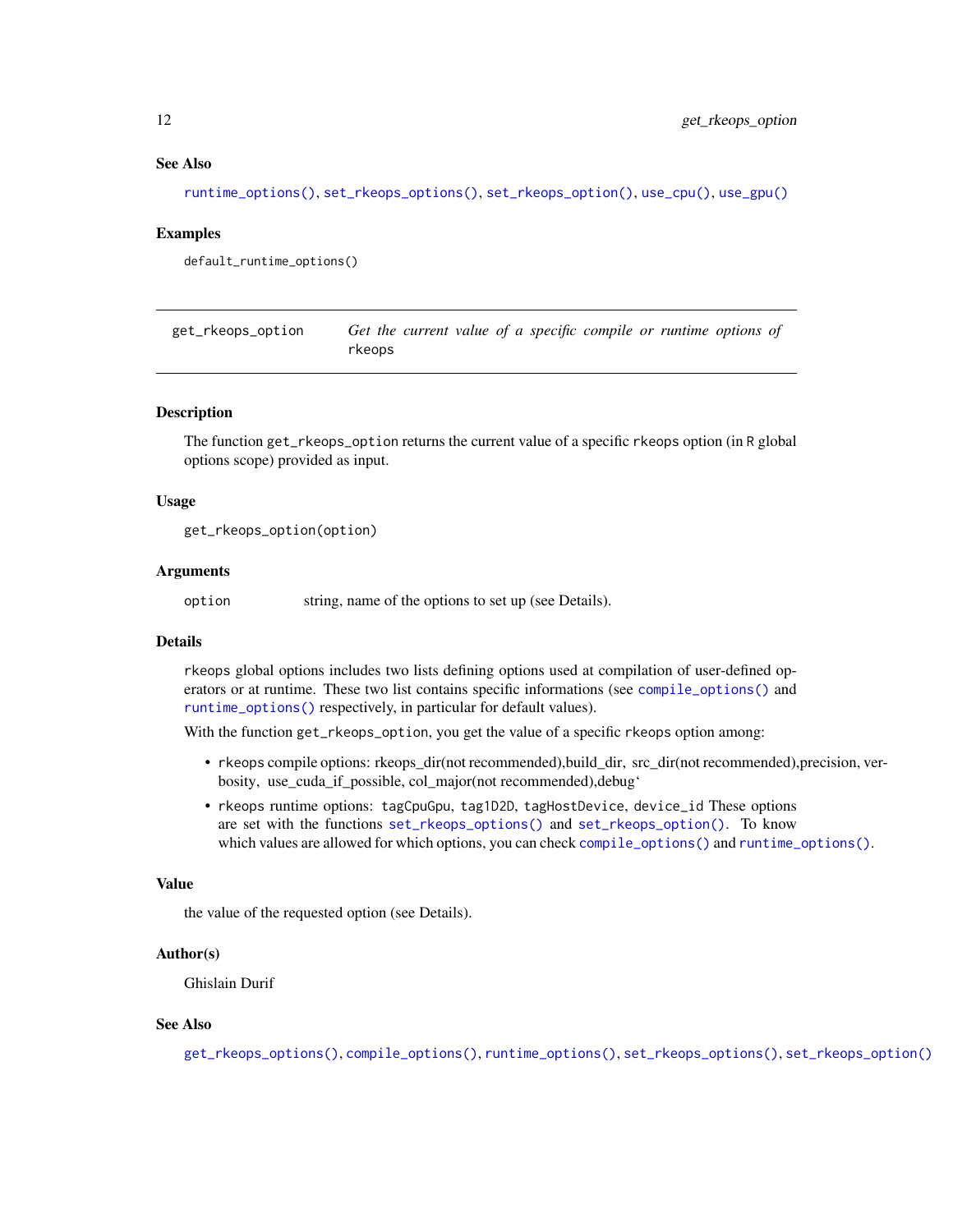### See Also

`runtime_options()`, `set_rkeops_options()`, `set_rkeops_option()`, `use_cpu()`, `use_gpu()`

### Examples

```
default_runtime_options()
```

---

## get_rkeops_option — *Get the current value of a specific compile or runtime options of* `rkeops`

---

### Description

The function `get_rkeops_option` returns the current value of a specific `rkeops` option (in `R` global options scope) provided as input.

### Usage

```
get_rkeops_option(option)
```

### Arguments

| | |
|---|---|
| `option` | string, name of the options to set up (see Details). |

### Details

`rkeops` global options includes two lists defining options used at compilation of user-defined operators or at runtime. These two list contains specific informations (see `compile_options()` and `runtime_options()` respectively, in particular for default values).

With the function `get_rkeops_option`, you get the value of a specific `rkeops` option among:

- `rkeops` compile options: rkeops_dir(not recommended),build_dir, src_dir(not recommended),precision, verbosity, use_cuda_if_possible, col_major(not recommended),debug‘
- `rkeops` runtime options: `tagCpuGpu`, `tag1D2D`, `tagHostDevice`, `device_id` These options are set with the functions `set_rkeops_options()` and `set_rkeops_option()`. To know which values are allowed for which options, you can check `compile_options()` and `runtime_options()`.

### Value

the value of the requested option (see Details).

### Author(s)

Ghislain Durif

### See Also

`get_rkeops_options()`, `compile_options()`, `runtime_options()`, `set_rkeops_options()`, `set_rkeops_option()`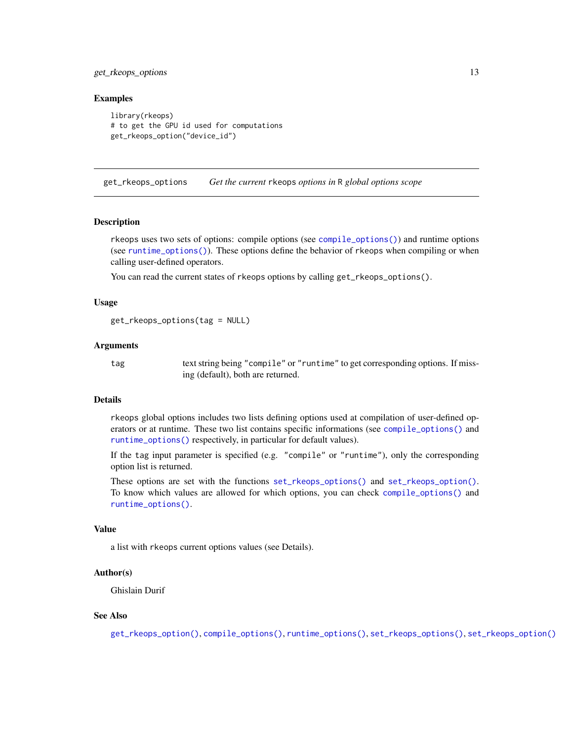## Examples

```
library(rkeops)
# to get the GPU id used for computations
get_rkeops_option("device_id")
```

---

# get_rkeops_options — *Get the current* rkeops *options in* R *global options scope*

---

## Description

rkeops uses two sets of options: compile options (see compile_options()) and runtime options (see runtime_options()). These options define the behavior of rkeops when compiling or when calling user-defined operators.

You can read the current states of rkeops options by calling get_rkeops_options().

## Usage

```
get_rkeops_options(tag = NULL)
```

## Arguments

| | |
|---|---|
| tag | text string being "compile" or "runtime" to get corresponding options. If missing (default), both are returned. |

## Details

rkeops global options includes two lists defining options used at compilation of user-defined operators or at runtime. These two list contains specific informations (see compile_options() and runtime_options() respectively, in particular for default values).

If the tag input parameter is specified (e.g. "compile" or "runtime"), only the corresponding option list is returned.

These options are set with the functions set_rkeops_options() and set_rkeops_option(). To know which values are allowed for which options, you can check compile_options() and runtime_options().

## Value

a list with rkeops current options values (see Details).

## Author(s)

Ghislain Durif

## See Also

get_rkeops_option(), compile_options(), runtime_options(), set_rkeops_options(), set_rkeops_option()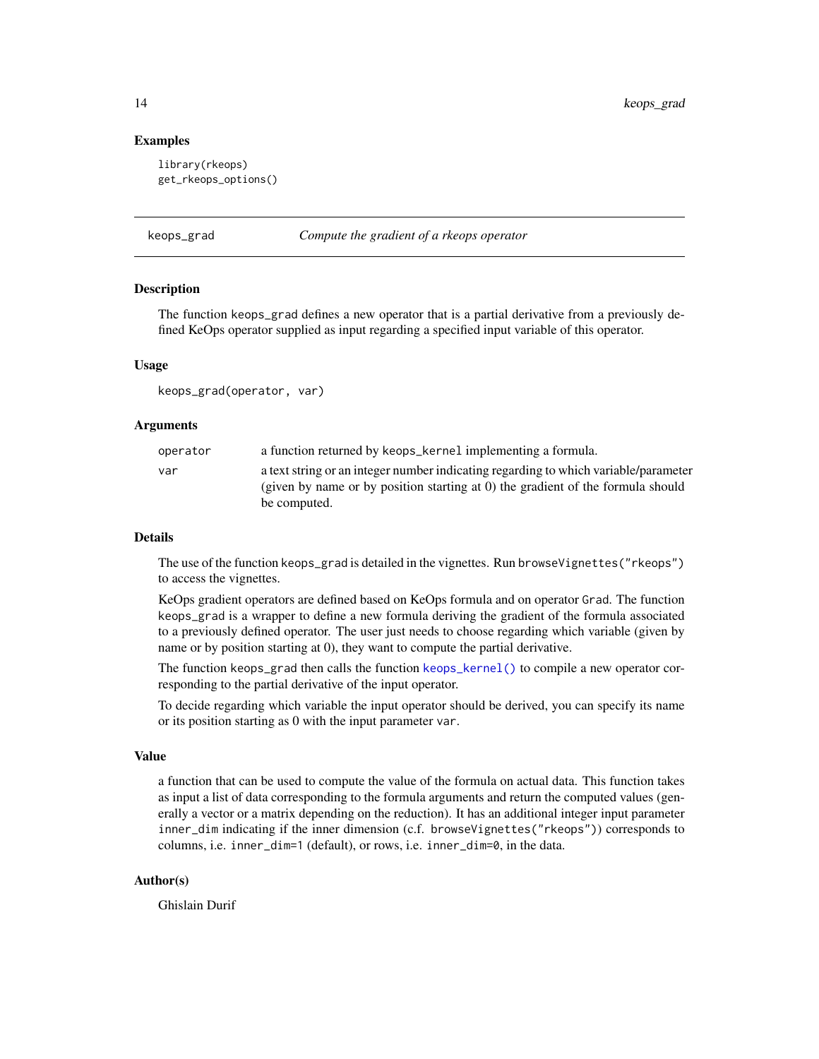### Examples

```
library(rkeops)
get_rkeops_options()
```

---

## keops_grad — *Compute the gradient of a rkeops operator*

---

### Description

The function keops_grad defines a new operator that is a partial derivative from a previously defined KeOps operator supplied as input regarding a specified input variable of this operator.

### Usage

```
keops_grad(operator, var)
```

### Arguments

| | |
|---|---|
| operator | a function returned by keops_kernel implementing a formula. |
| var | a text string or an integer number indicating regarding to which variable/parameter (given by name or by position starting at 0) the gradient of the formula should be computed. |

### Details

The use of the function keops_grad is detailed in the vignettes. Run browseVignettes("rkeops") to access the vignettes.

KeOps gradient operators are defined based on KeOps formula and on operator Grad. The function keops_grad is a wrapper to define a new formula deriving the gradient of the formula associated to a previously defined operator. The user just needs to choose regarding which variable (given by name or by position starting at 0), they want to compute the partial derivative.

The function keops_grad then calls the function keops_kernel() to compile a new operator corresponding to the partial derivative of the input operator.

To decide regarding which variable the input operator should be derived, you can specify its name or its position starting as 0 with the input parameter var.

### Value

a function that can be used to compute the value of the formula on actual data. This function takes as input a list of data corresponding to the formula arguments and return the computed values (generally a vector or a matrix depending on the reduction). It has an additional integer input parameter inner_dim indicating if the inner dimension (c.f. browseVignettes("rkeops")) corresponds to columns, i.e. inner_dim=1 (default), or rows, i.e. inner_dim=0, in the data.

### Author(s)

Ghislain Durif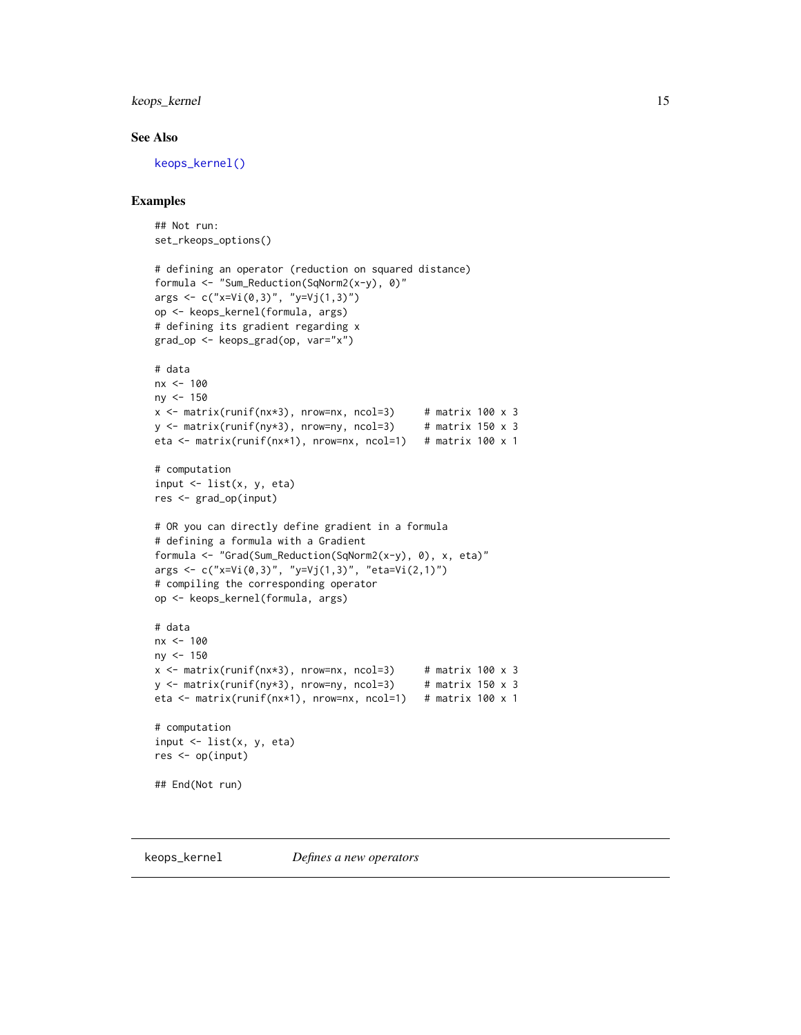### See Also

`keops_kernel()`

### Examples

```
## Not run:
set_rkeops_options()

# defining an operator (reduction on squared distance)
formula <- "Sum_Reduction(SqNorm2(x-y), 0)"
args <- c("x=Vi(0,3)", "y=Vj(1,3)")
op <- keops_kernel(formula, args)
# defining its gradient regarding x
grad_op <- keops_grad(op, var="x")

# data
nx <- 100
ny <- 150
x <- matrix(runif(nx*3), nrow=nx, ncol=3)     # matrix 100 x 3
y <- matrix(runif(ny*3), nrow=ny, ncol=3)     # matrix 150 x 3
eta <- matrix(runif(nx*1), nrow=nx, ncol=1)   # matrix 100 x 1

# computation
input <- list(x, y, eta)
res <- grad_op(input)

# OR you can directly define gradient in a formula
# defining a formula with a Gradient
formula <- "Grad(Sum_Reduction(SqNorm2(x-y), 0), x, eta)"
args <- c("x=Vi(0,3)", "y=Vj(1,3)", "eta=Vi(2,1)")
# compiling the corresponding operator
op <- keops_kernel(formula, args)

# data
nx <- 100
ny <- 150
x <- matrix(runif(nx*3), nrow=nx, ncol=3)     # matrix 100 x 3
y <- matrix(runif(ny*3), nrow=ny, ncol=3)     # matrix 150 x 3
eta <- matrix(runif(nx*1), nrow=nx, ncol=1)   # matrix 100 x 1

# computation
input <- list(x, y, eta)
res <- op(input)

## End(Not run)
```

---

## keops_kernel *Defines a new operators*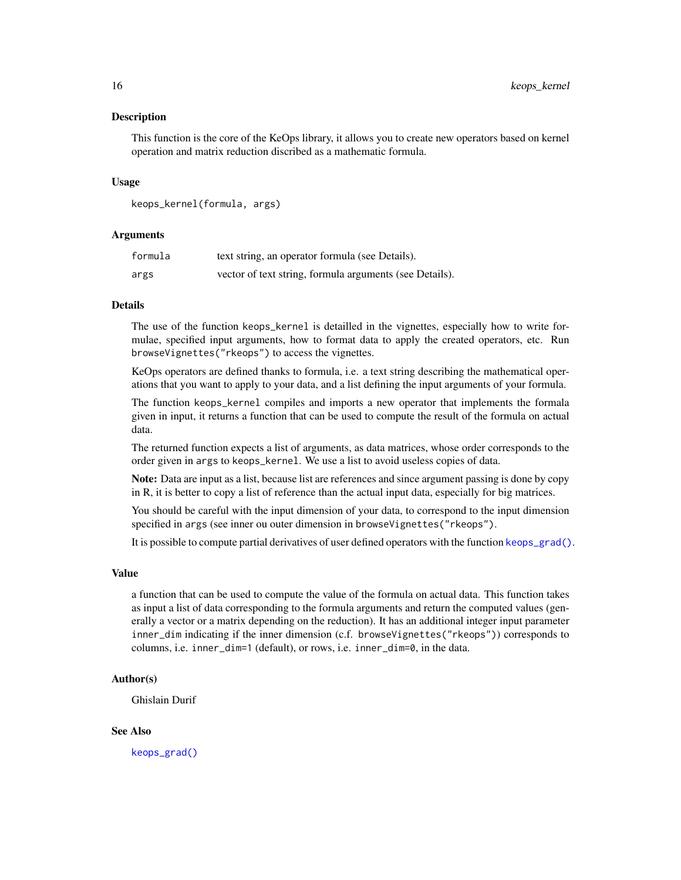### Description

This function is the core of the KeOps library, it allows you to create new operators based on kernel operation and matrix reduction discribed as a mathematic formula.

### Usage

```
keops_kernel(formula, args)
```

### Arguments

| | |
|---|---|
| `formula` | text string, an operator formula (see Details). |
| `args` | vector of text string, formula arguments (see Details). |

### Details

The use of the function `keops_kernel` is detailled in the vignettes, especially how to write formulae, specified input arguments, how to format data to apply the created operators, etc. Run `browseVignettes("rkeops")` to access the vignettes.

KeOps operators are defined thanks to formula, i.e. a text string describing the mathematical operations that you want to apply to your data, and a list defining the input arguments of your formula.

The function `keops_kernel` compiles and imports a new operator that implements the formala given in input, it returns a function that can be used to compute the result of the formula on actual data.

The returned function expects a list of arguments, as data matrices, whose order corresponds to the order given in `args` to `keops_kernel`. We use a list to avoid useless copies of data.

**Note:** Data are input as a list, because list are references and since argument passing is done by copy in R, it is better to copy a list of reference than the actual input data, especially for big matrices.

You should be careful with the input dimension of your data, to correspond to the input dimension specified in `args` (see inner ou outer dimension in `browseVignettes("rkeops")`.

It is possible to compute partial derivatives of user defined operators with the function `keops_grad()`.

### Value

a function that can be used to compute the value of the formula on actual data. This function takes as input a list of data corresponding to the formula arguments and return the computed values (generally a vector or a matrix depending on the reduction). It has an additional integer input parameter `inner_dim` indicating if the inner dimension (c.f. `browseVignettes("rkeops")`) corresponds to columns, i.e. `inner_dim=1` (default), or rows, i.e. `inner_dim=0`, in the data.

### Author(s)

Ghislain Durif

### See Also

`keops_grad()`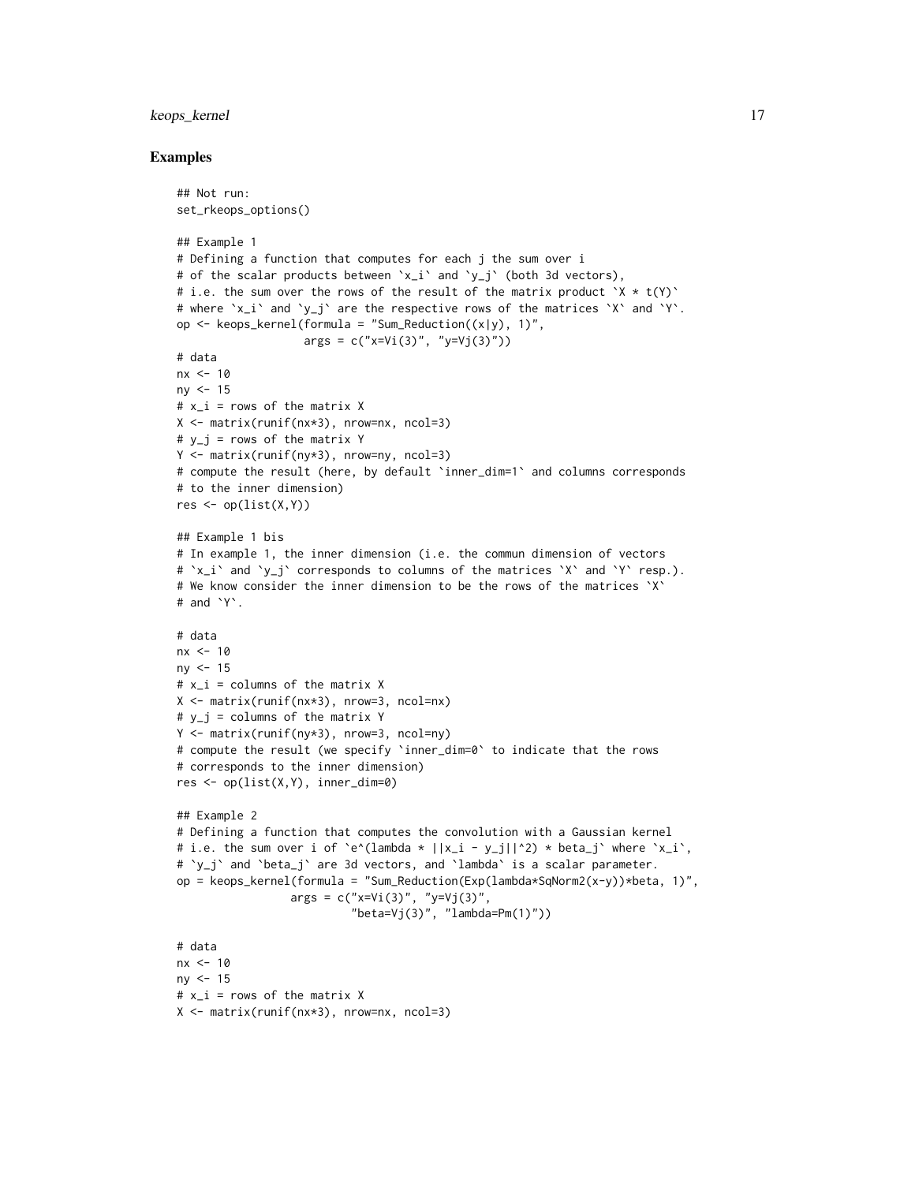### Examples

```
## Not run:
set_rkeops_options()

## Example 1
# Defining a function that computes for each j the sum over i
# of the scalar products between `x_i` and `y_j` (both 3d vectors),
# i.e. the sum over the rows of the result of the matrix product `X * t(Y)`
# where `x_i` and `y_j` are the respective rows of the matrices `X` and `Y`.
op <- keops_kernel(formula = "Sum_Reduction((x|y), 1)",
                   args = c("x=Vi(3)", "y=Vj(3)"))
# data
nx <- 10
ny <- 15
# x_i = rows of the matrix X
X <- matrix(runif(nx*3), nrow=nx, ncol=3)
# y_j = rows of the matrix Y
Y <- matrix(runif(ny*3), nrow=ny, ncol=3)
# compute the result (here, by default `inner_dim=1` and columns corresponds
# to the inner dimension)
res <- op(list(X,Y))

## Example 1 bis
# In example 1, the inner dimension (i.e. the commun dimension of vectors
# `x_i` and `y_j` corresponds to columns of the matrices `X` and `Y` resp.).
# We know consider the inner dimension to be the rows of the matrices `X`
# and `Y`.

# data
nx <- 10
ny <- 15
# x_i = columns of the matrix X
X <- matrix(runif(nx*3), nrow=3, ncol=nx)
# y_j = columns of the matrix Y
Y <- matrix(runif(ny*3), nrow=3, ncol=ny)
# compute the result (we specify `inner_dim=0` to indicate that the rows
# corresponds to the inner dimension)
res <- op(list(X,Y), inner_dim=0)

## Example 2
# Defining a function that computes the convolution with a Gaussian kernel
# i.e. the sum over i of `e^(lambda * ||x_i - y_j||^2) * beta_j` where `x_i`,
# `y_j` and `beta_j` are 3d vectors, and `lambda` is a scalar parameter.
op = keops_kernel(formula = "Sum_Reduction(Exp(lambda*SqNorm2(x-y))*beta, 1)",
                 args = c("x=Vi(3)", "y=Vj(3)",
                          "beta=Vj(3)", "lambda=Pm(1)"))

# data
nx <- 10
ny <- 15
# x_i = rows of the matrix X
X <- matrix(runif(nx*3), nrow=nx, ncol=3)
```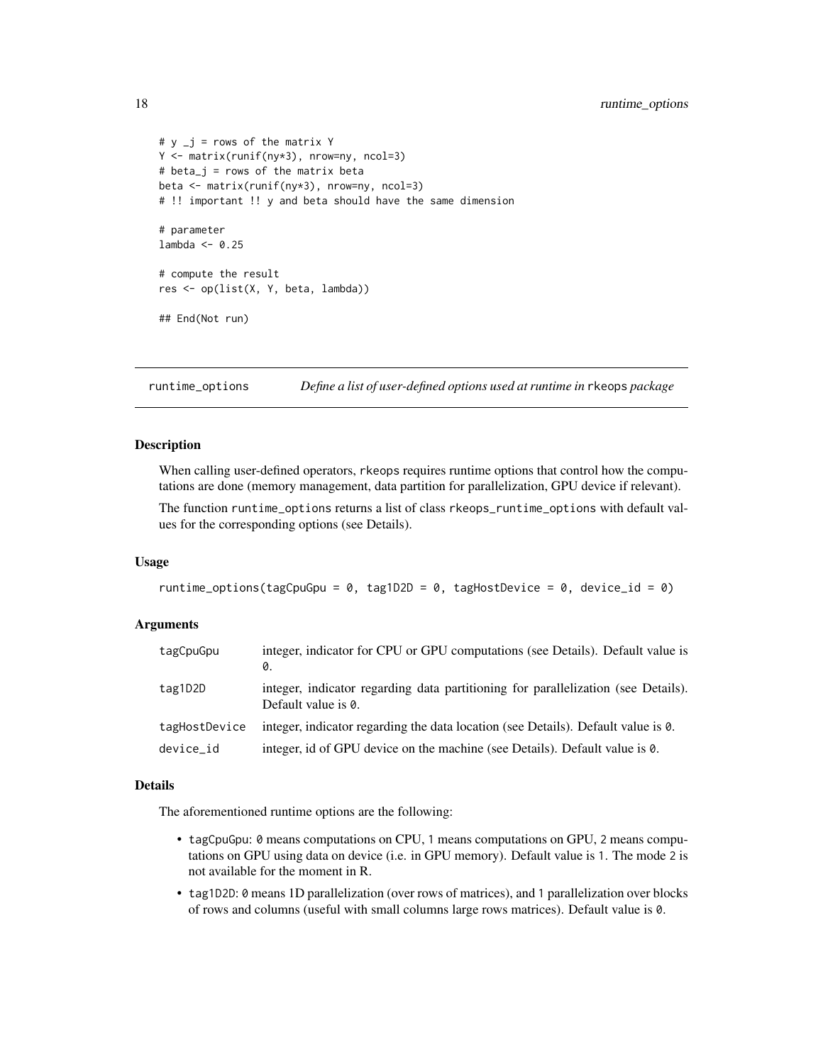```
# y _j = rows of the matrix Y
Y <- matrix(runif(ny*3), nrow=ny, ncol=3)
# beta_j = rows of the matrix beta
beta <- matrix(runif(ny*3), nrow=ny, ncol=3)
# !! important !! y and beta should have the same dimension

# parameter
lambda <- 0.25

# compute the result
res <- op(list(X, Y, beta, lambda))

## End(Not run)
```

## runtime_options — *Define a list of user-defined options used at runtime in* `rkeops` *package*

### Description

When calling user-defined operators, `rkeops` requires runtime options that control how the computations are done (memory management, data partition for parallelization, GPU device if relevant).

The function `runtime_options` returns a list of class `rkeops_runtime_options` with default values for the corresponding options (see Details).

### Usage

```
runtime_options(tagCpuGpu = 0, tag1D2D = 0, tagHostDevice = 0, device_id = 0)
```

### Arguments

| | |
|---|---|
| tagCpuGpu | integer, indicator for CPU or GPU computations (see Details). Default value is 0. |
| tag1D2D | integer, indicator regarding data partitioning for parallelization (see Details). Default value is 0. |
| tagHostDevice | integer, indicator regarding the data location (see Details). Default value is 0. |
| device_id | integer, id of GPU device on the machine (see Details). Default value is 0. |

### Details

The aforementioned runtime options are the following:

- `tagCpuGpu`: `0` means computations on CPU, `1` means computations on GPU, `2` means computations on GPU using data on device (i.e. in GPU memory). Default value is `1`. The mode `2` is not available for the moment in R.
- `tag1D2D`: `0` means 1D parallelization (over rows of matrices), and `1` parallelization over blocks of rows and columns (useful with small columns large rows matrices). Default value is `0`.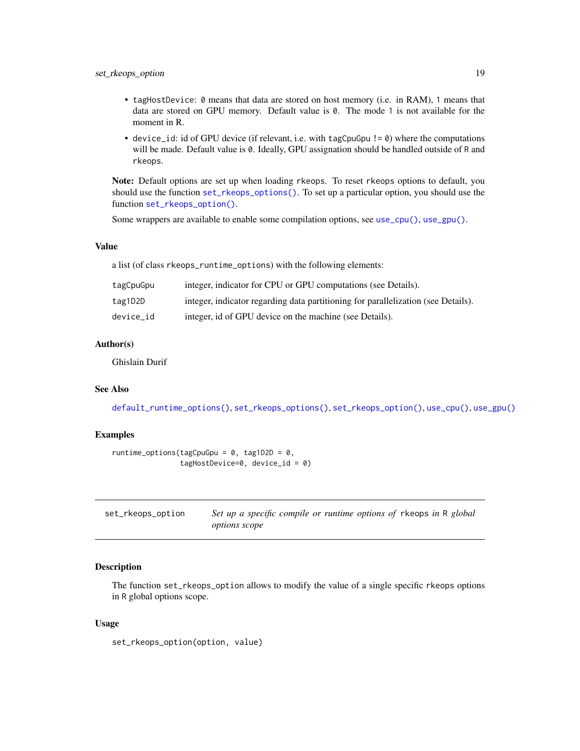- `tagHostDevice`: `0` means that data are stored on host memory (i.e. in RAM), `1` means that data are stored on GPU memory. Default value is `0`. The mode `1` is not available for the moment in R.
- `device_id`: id of GPU device (if relevant, i.e. with `tagCpuGpu != 0`) where the computations will be made. Default value is `0`. Ideally, GPU assignation should be handled outside of `R` and `rkeops`.

**Note:** Default options are set up when loading `rkeops`. To reset `rkeops` options to default, you should use the function `set_rkeops_options()`. To set up a particular option, you should use the function `set_rkeops_option()`.

Some wrappers are available to enable some compilation options, see `use_cpu()`, `use_gpu()`.

### Value

a list (of class `rkeops_runtime_options`) with the following elements:

| | |
|---|---|
| `tagCpuGpu` | integer, indicator for CPU or GPU computations (see Details). |
| `tag1D2D` | integer, indicator regarding data partitioning for parallelization (see Details). |
| `device_id` | integer, id of GPU device on the machine (see Details). |

### Author(s)

Ghislain Durif

### See Also

`default_runtime_options()`, `set_rkeops_options()`, `set_rkeops_option()`, `use_cpu()`, `use_gpu()`

### Examples

```
runtime_options(tagCpuGpu = 0, tag1D2D = 0,
                tagHostDevice=0, device_id = 0)
```

---

## set_rkeops_option — *Set up a specific compile or runtime options of* `rkeops` *in* `R` *global options scope*

### Description

The function `set_rkeops_option` allows to modify the value of a single specific `rkeops` options in `R` global options scope.

### Usage

```
set_rkeops_option(option, value)
```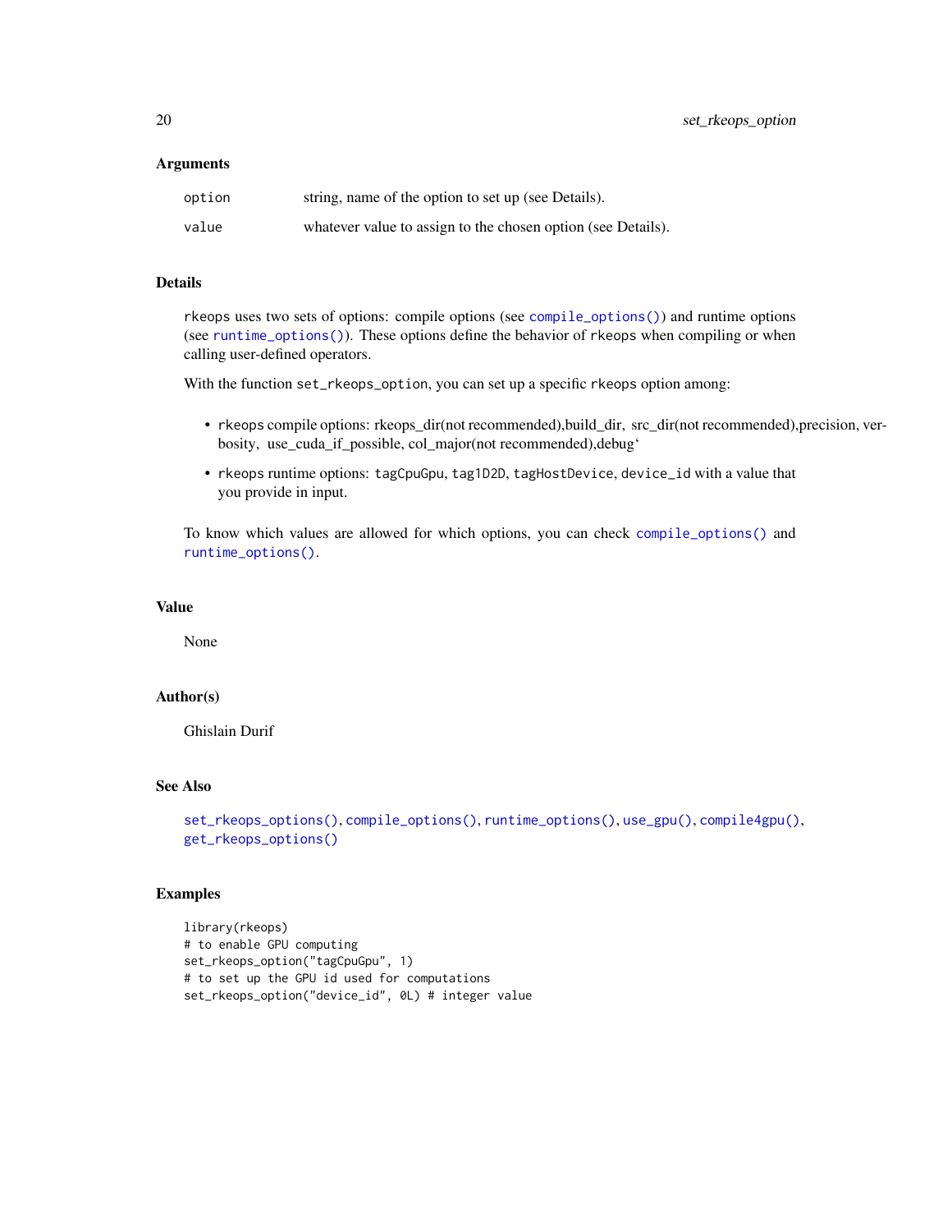### Arguments

| | |
|---|---|
| `option` | string, name of the option to set up (see Details). |
| `value` | whatever value to assign to the chosen option (see Details). |

### Details

`rkeops` uses two sets of options: compile options (see `compile_options()`) and runtime options (see `runtime_options()`). These options define the behavior of `rkeops` when compiling or when calling user-defined operators.

With the function `set_rkeops_option`, you can set up a specific `rkeops` option among:

- `rkeops` compile options: rkeops_dir(not recommended),build_dir, src_dir(not recommended),precision, verbosity, use_cuda_if_possible, col_major(not recommended),debug`
- `rkeops` runtime options: `tagCpuGpu`, `tag1D2D`, `tagHostDevice`, `device_id` with a value that you provide in input.

To know which values are allowed for which options, you can check `compile_options()` and `runtime_options()`.

### Value

None

### Author(s)

Ghislain Durif

### See Also

`set_rkeops_options()`, `compile_options()`, `runtime_options()`, `use_gpu()`, `compile4gpu()`, `get_rkeops_options()`

### Examples

```
library(rkeops)
# to enable GPU computing
set_rkeops_option("tagCpuGpu", 1)
# to set up the GPU id used for computations
set_rkeops_option("device_id", 0L) # integer value
```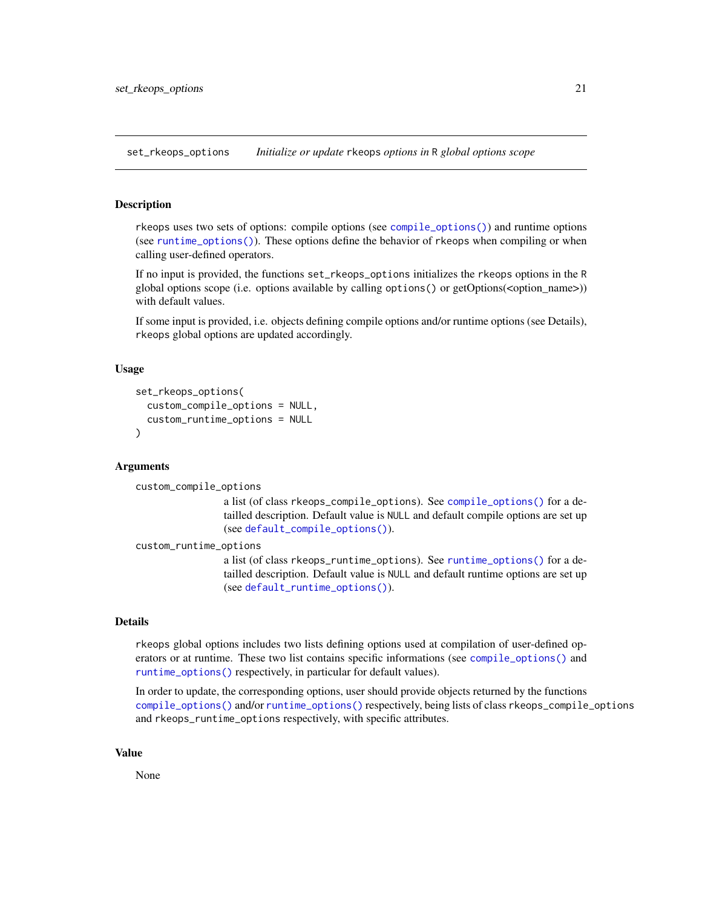## set_rkeops_options *Initialize or update rkeops options in R global options scope*

### Description

rkeops uses two sets of options: compile options (see compile_options()) and runtime options (see runtime_options()). These options define the behavior of rkeops when compiling or when calling user-defined operators.

If no input is provided, the functions set_rkeops_options initializes the rkeops options in the R global options scope (i.e. options available by calling options() or getOptions(<option_name>)) with default values.

If some input is provided, i.e. objects defining compile options and/or runtime options (see Details), rkeops global options are updated accordingly.

### Usage

```
set_rkeops_options(
  custom_compile_options = NULL,
  custom_runtime_options = NULL
)
```

### Arguments

`custom_compile_options`
: a list (of class rkeops_compile_options). See compile_options() for a detailled description. Default value is NULL and default compile options are set up (see default_compile_options()).

`custom_runtime_options`
: a list (of class rkeops_runtime_options). See runtime_options() for a detailled description. Default value is NULL and default runtime options are set up (see default_runtime_options()).

### Details

rkeops global options includes two lists defining options used at compilation of user-defined operators or at runtime. These two list contains specific informations (see compile_options() and runtime_options() respectively, in particular for default values).

In order to update, the corresponding options, user should provide objects returned by the functions compile_options() and/or runtime_options() respectively, being lists of class rkeops_compile_options and rkeops_runtime_options respectively, with specific attributes.

### Value

None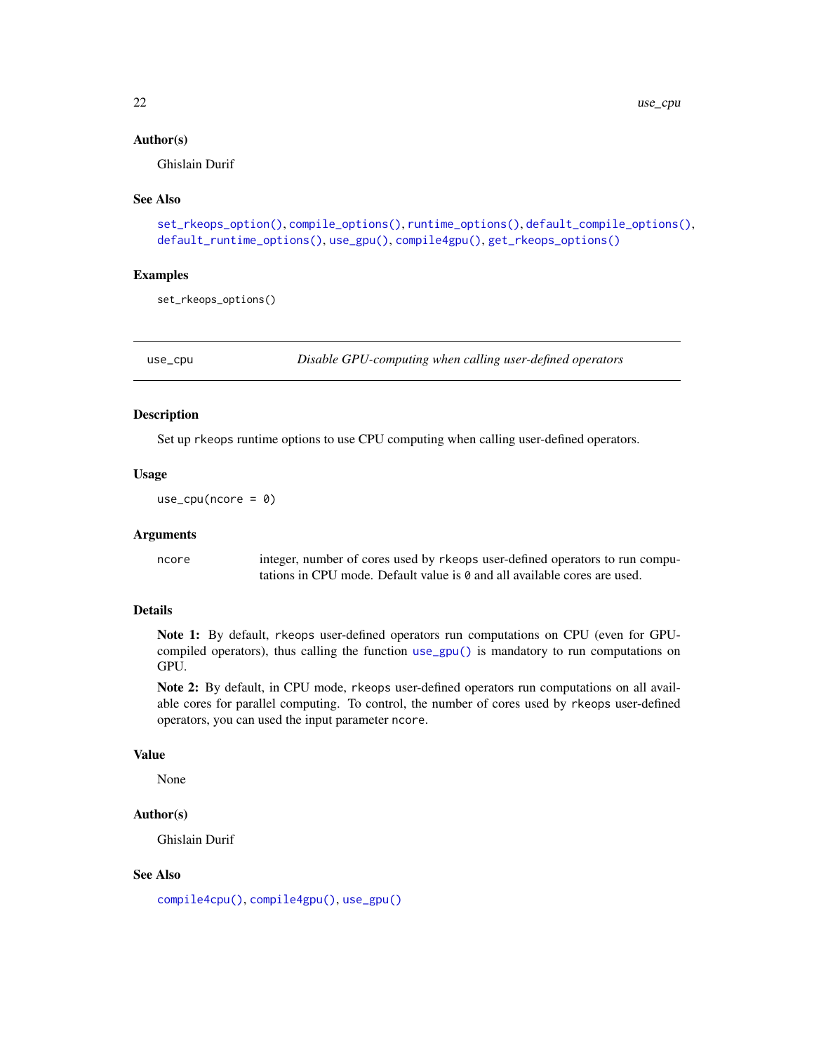### Author(s)

Ghislain Durif

### See Also

set_rkeops_option(), compile_options(), runtime_options(), default_compile_options(), default_runtime_options(), use_gpu(), compile4gpu(), get_rkeops_options()

### Examples

```
set_rkeops_options()
```

---

## use_cpu — *Disable GPU-computing when calling user-defined operators*

### Description

Set up rkeops runtime options to use CPU computing when calling user-defined operators.

### Usage

```
use_cpu(ncore = 0)
```

### Arguments

| | |
|---|---|
| ncore | integer, number of cores used by rkeops user-defined operators to run computations in CPU mode. Default value is 0 and all available cores are used. |

### Details

**Note 1:** By default, rkeops user-defined operators run computations on CPU (even for GPU-compiled operators), thus calling the function use_gpu() is mandatory to run computations on GPU.

**Note 2:** By default, in CPU mode, rkeops user-defined operators run computations on all available cores for parallel computing. To control, the number of cores used by rkeops user-defined operators, you can used the input parameter ncore.

### Value

None

### Author(s)

Ghislain Durif

### See Also

compile4cpu(), compile4gpu(), use_gpu()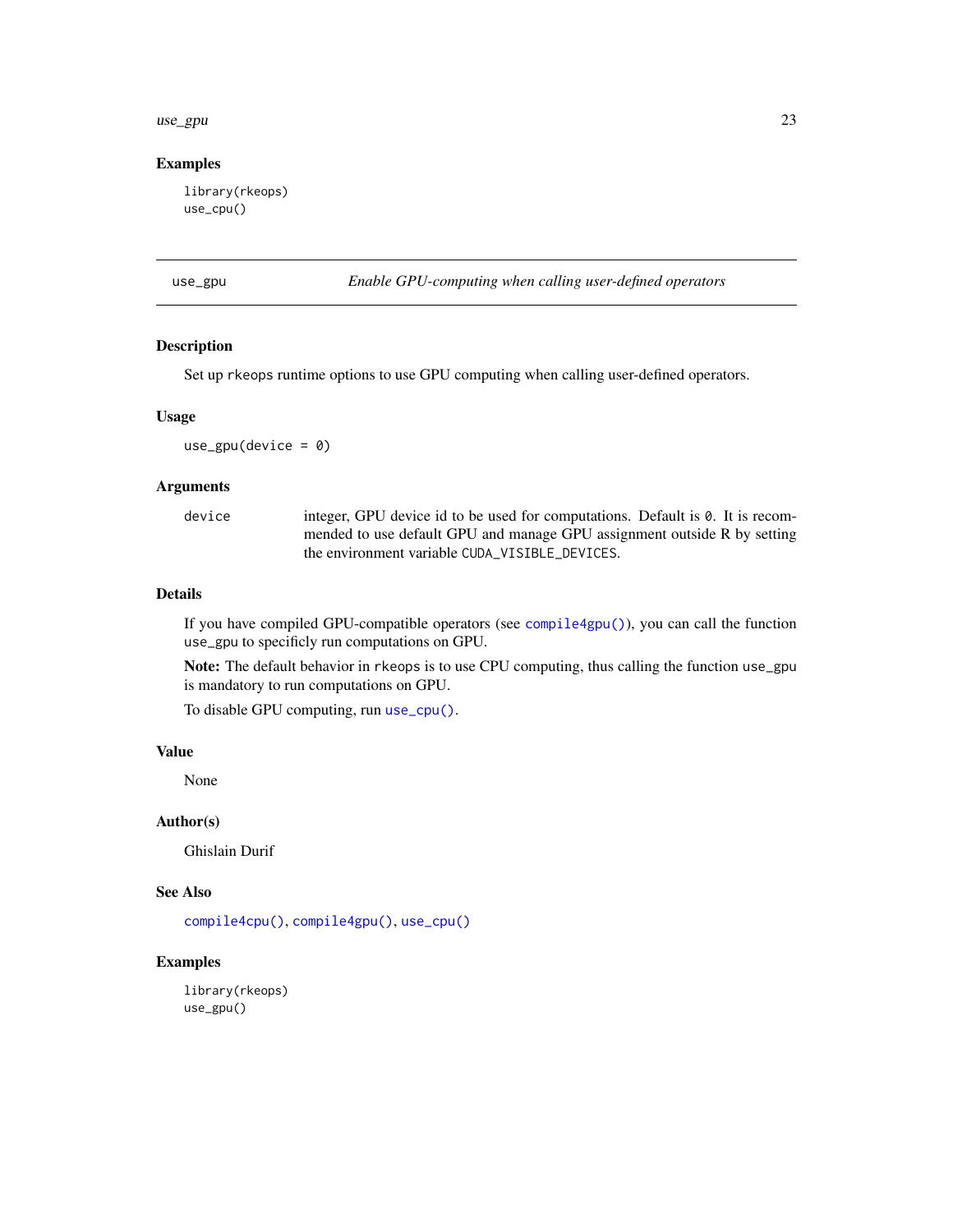### Examples

```
library(rkeops)
use_cpu()
```

---

## use_gpu — *Enable GPU-computing when calling user-defined operators*

### Description

Set up `rkeops` runtime options to use GPU computing when calling user-defined operators.

### Usage

```
use_gpu(device = 0)
```

### Arguments

| | |
|---|---|
| `device` | integer, GPU device id to be used for computations. Default is `0`. It is recommended to use default GPU and manage GPU assignment outside R by setting the environment variable `CUDA_VISIBLE_DEVICES`. |

### Details

If you have compiled GPU-compatible operators (see `compile4gpu()`), you can call the function `use_gpu` to specificly run computations on GPU.

**Note:** The default behavior in `rkeops` is to use CPU computing, thus calling the function `use_gpu` is mandatory to run computations on GPU.

To disable GPU computing, run `use_cpu()`.

### Value

None

### Author(s)

Ghislain Durif

### See Also

`compile4cpu()`, `compile4gpu()`, `use_cpu()`

### Examples

```
library(rkeops)
use_gpu()
```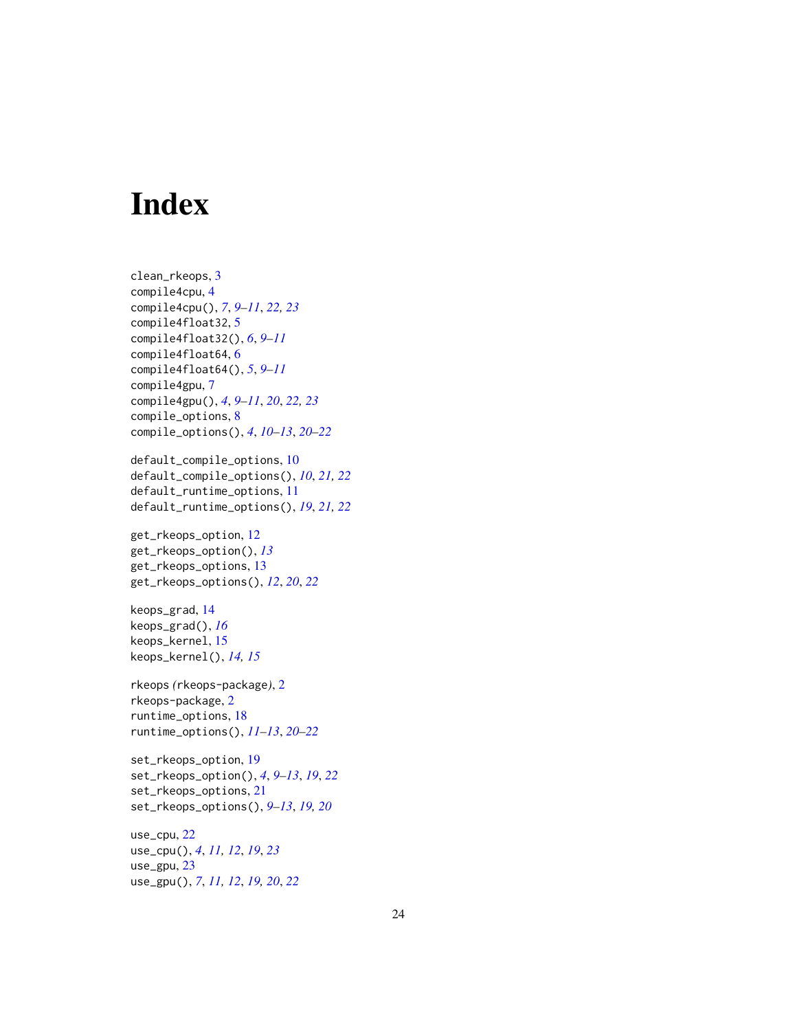# Index

clean_rkeops, 3
compile4cpu, 4
compile4cpu(), *7*, *9–11*, *22, 23*
compile4float32, 5
compile4float32(), *6*, *9–11*
compile4float64, 6
compile4float64(), *5*, *9–11*
compile4gpu, 7
compile4gpu(), *4*, *9–11*, *20*, *22, 23*
compile_options, 8
compile_options(), *4*, *10–13*, *20–22*

default_compile_options, 10
default_compile_options(), *10*, *21, 22*
default_runtime_options, 11
default_runtime_options(), *19*, *21, 22*

get_rkeops_option, 12
get_rkeops_option(), *13*
get_rkeops_options, 13
get_rkeops_options(), *12*, *20*, *22*

keops_grad, 14
keops_grad(), *16*
keops_kernel, 15
keops_kernel(), *14, 15*

rkeops *(*rkeops-package*)*, 2
rkeops-package, 2
runtime_options, 18
runtime_options(), *11–13*, *20–22*

set_rkeops_option, 19
set_rkeops_option(), *4*, *9–13*, *19*, *22*
set_rkeops_options, 21
set_rkeops_options(), *9–13*, *19, 20*

use_cpu, 22
use_cpu(), *4*, *11, 12*, *19*, *23*
use_gpu, 23
use_gpu(), *7*, *11, 12*, *19, 20*, *22*